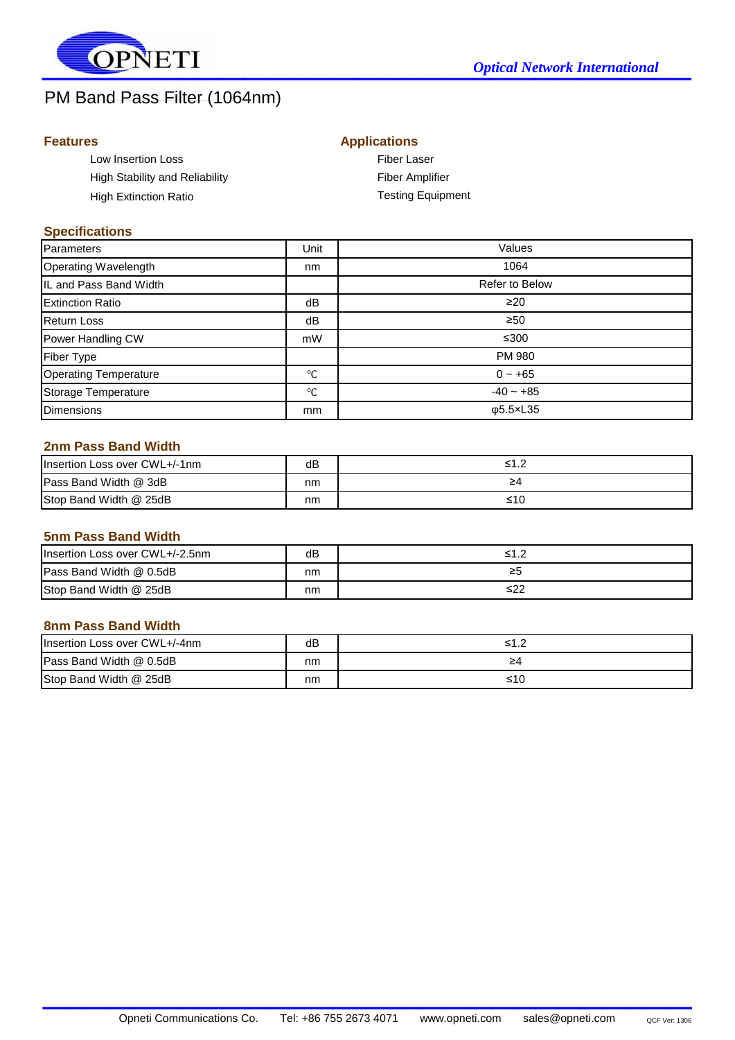# PM Band Pass Filter (1064nm)

## Features

- Low Insertion Loss
- High Stability and Reliability
- High Extinction Ratio

## Applications

- Fiber Laser
- Fiber Amplifier
- Testing Equipment

## Specifications

| Parameters | Unit | Values |
|---|---|---|
| Operating Wavelength | nm | 1064 |
| IL and Pass Band Width | | Refer to Below |
| Extinction Ratio | dB | ≥20 |
| Return Loss | dB | ≥50 |
| Power Handling CW | mW | ≤300 |
| Fiber Type | | PM 980 |
| Operating Temperature | ℃ | 0 ~ +65 |
| Storage Temperature | ℃ | -40 ~ +85 |
| Dimensions | mm | φ5.5×L35 |

## 2nm Pass Band Width

| Insertion Loss over CWL+/-1nm | dB | ≤1.2 |
|---|---|---|
| Pass Band Width @ 3dB | nm | ≥4 |
| Stop Band Width @ 25dB | nm | ≤10 |

## 5nm Pass Band Width

| Insertion Loss over CWL+/-2.5nm | dB | ≤1.2 |
|---|---|---|
| Pass Band Width @ 0.5dB | nm | ≥5 |
| Stop Band Width @ 25dB | nm | ≤22 |

## 8nm Pass Band Width

| Insertion Loss over CWL+/-4nm | dB | ≤1.2 |
|---|---|---|
| Pass Band Width @ 0.5dB | nm | ≥4 |
| Stop Band Width @ 25dB | nm | ≤10 |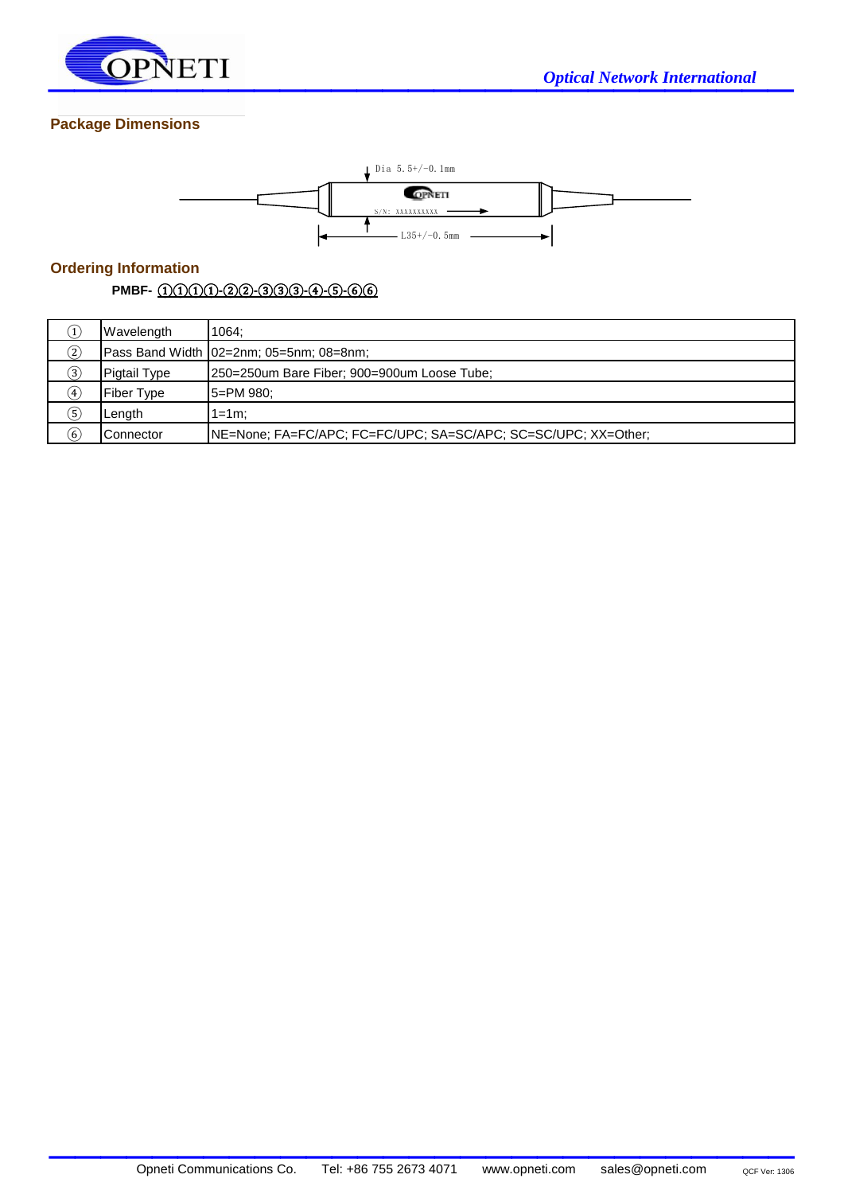## Package Dimensions

Dia 5.5+/-0.1mm

S/N: XXXXXXXXXX

L35+/-0.5mm

## Ordering Information

**PMBF- ①①①①-②②-③③③-④-⑤-⑥⑥**

| | | |
|---|---|---|
| ① | Wavelength | 1064; |
| ② | Pass Band Width | 02=2nm; 05=5nm; 08=8nm; |
| ③ | Pigtail Type | 250=250um Bare Fiber; 900=900um Loose Tube; |
| ④ | Fiber Type | 5=PM 980; |
| ⑤ | Length | 1=1m; |
| ⑥ | Connector | NE=None; FA=FC/APC; FC=FC/UPC; SA=SC/APC; SC=SC/UPC; XX=Other; |